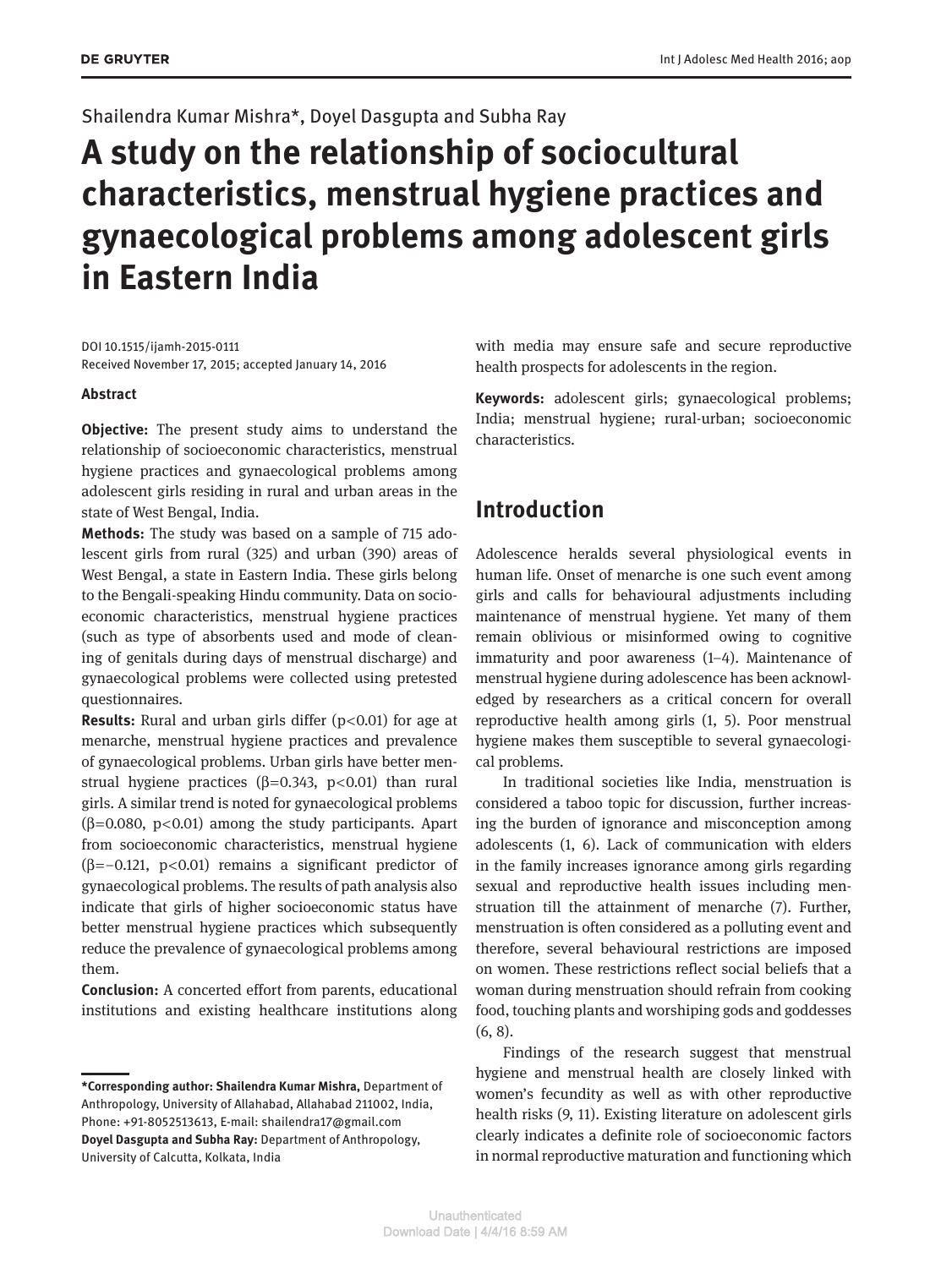Shailendra Kumar Mishra*, Doyel Dasgupta and Subha Ray

# A study on the relationship of sociocultural characteristics, menstrual hygiene practices and gynaecological problems among adolescent girls in Eastern India

DOI 10.1515/ijamh-2015-0111
Received November 17, 2015; accepted January 14, 2016

### Abstract

**Objective:** The present study aims to understand the relationship of socioeconomic characteristics, menstrual hygiene practices and gynaecological problems among adolescent girls residing in rural and urban areas in the state of West Bengal, India.

**Methods:** The study was based on a sample of 715 adolescent girls from rural (325) and urban (390) areas of West Bengal, a state in Eastern India. These girls belong to the Bengali-speaking Hindu community. Data on socioeconomic characteristics, menstrual hygiene practices (such as type of absorbents used and mode of cleaning of genitals during days of menstrual discharge) and gynaecological problems were collected using pretested questionnaires.

**Results:** Rural and urban girls differ ($p<0.01$) for age at menarche, menstrual hygiene practices and prevalence of gynaecological problems. Urban girls have better menstrual hygiene practices ($\beta=0.343$, $p<0.01$) than rural girls. A similar trend is noted for gynaecological problems ($\beta=0.080$, $p<0.01$) among the study participants. Apart from socioeconomic characteristics, menstrual hygiene ($\beta=-0.121$, $p<0.01$) remains a significant predictor of gynaecological problems. The results of path analysis also indicate that girls of higher socioeconomic status have better menstrual hygiene practices which subsequently reduce the prevalence of gynaecological problems among them.

**Conclusion:** A concerted effort from parents, educational institutions and existing healthcare institutions along with media may ensure safe and secure reproductive health prospects for adolescents in the region.

**Keywords:** adolescent girls; gynaecological problems; India; menstrual hygiene; rural-urban; socioeconomic characteristics.

**\*Corresponding author: Shailendra Kumar Mishra,** Department of Anthropology, University of Allahabad, Allahabad 211002, India, Phone: +91-8052513613, E-mail: shailendra17@gmail.com
**Doyel Dasgupta and Subha Ray:** Department of Anthropology, University of Calcutta, Kolkata, India

## Introduction

Adolescence heralds several physiological events in human life. Onset of menarche is one such event among girls and calls for behavioural adjustments including maintenance of menstrual hygiene. Yet many of them remain oblivious or misinformed owing to cognitive immaturity and poor awareness (1–4). Maintenance of menstrual hygiene during adolescence has been acknowledged by researchers as a critical concern for overall reproductive health among girls (1, 5). Poor menstrual hygiene makes them susceptible to several gynaecological problems.

In traditional societies like India, menstruation is considered a taboo topic for discussion, further increasing the burden of ignorance and misconception among adolescents (1, 6). Lack of communication with elders in the family increases ignorance among girls regarding sexual and reproductive health issues including menstruation till the attainment of menarche (7). Further, menstruation is often considered as a polluting event and therefore, several behavioural restrictions are imposed on women. These restrictions reflect social beliefs that a woman during menstruation should refrain from cooking food, touching plants and worshiping gods and goddesses (6, 8).

Findings of the research suggest that menstrual hygiene and menstrual health are closely linked with women's fecundity as well as with other reproductive health risks (9, 11). Existing literature on adolescent girls clearly indicates a definite role of socioeconomic factors in normal reproductive maturation and functioning which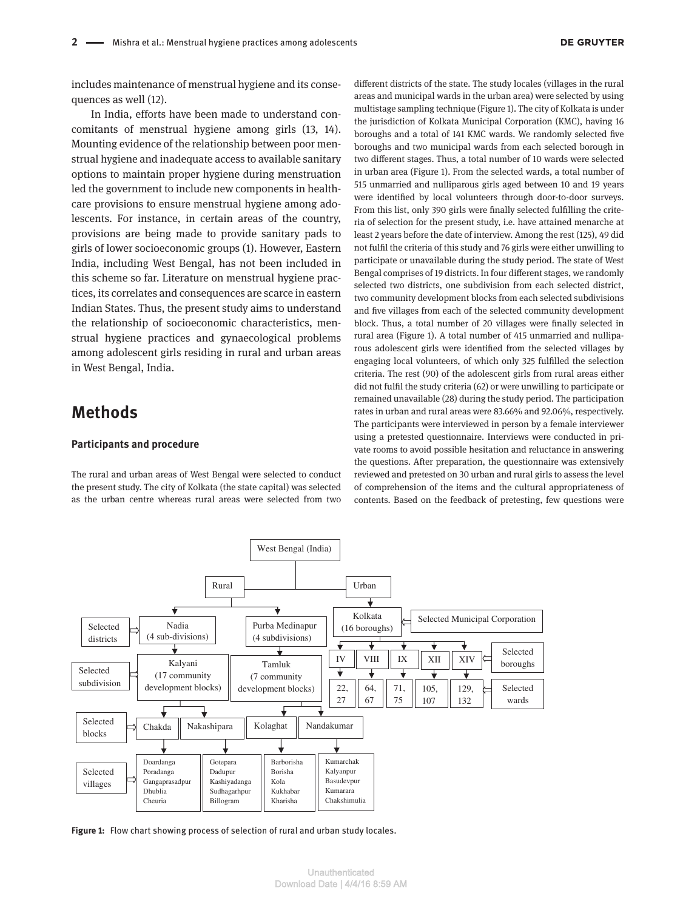includes maintenance of menstrual hygiene and its consequences as well (12).

In India, efforts have been made to understand concomitants of menstrual hygiene among girls (13, 14). Mounting evidence of the relationship between poor menstrual hygiene and inadequate access to available sanitary options to maintain proper hygiene during menstruation led the government to include new components in healthcare provisions to ensure menstrual hygiene among adolescents. For instance, in certain areas of the country, provisions are being made to provide sanitary pads to girls of lower socioeconomic groups (1). However, Eastern India, including West Bengal, has not been included in this scheme so far. Literature on menstrual hygiene practices, its correlates and consequences are scarce in eastern Indian States. Thus, the present study aims to understand the relationship of socioeconomic characteristics, menstrual hygiene practices and gynaecological problems among adolescent girls residing in rural and urban areas in West Bengal, India.

## Methods

### Participants and procedure

The rural and urban areas of West Bengal were selected to conduct the present study. The city of Kolkata (the state capital) was selected as the urban centre whereas rural areas were selected from two different districts of the state. The study locales (villages in the rural areas and municipal wards in the urban area) were selected by using multistage sampling technique (Figure 1). The city of Kolkata is under the jurisdiction of Kolkata Municipal Corporation (KMC), having 16 boroughs and a total of 141 KMC wards. We randomly selected five boroughs and two municipal wards from each selected borough in two different stages. Thus, a total number of 10 wards were selected in urban area (Figure 1). From the selected wards, a total number of 515 unmarried and nulliparous girls aged between 10 and 19 years were identified by local volunteers through door-to-door surveys. From this list, only 390 girls were finally selected fulfilling the criteria of selection for the present study, i.e. have attained menarche at least 2 years before the date of interview. Among the rest (125), 49 did not fulfil the criteria of this study and 76 girls were either unwilling to participate or unavailable during the study period. The state of West Bengal comprises of 19 districts. In four different stages, we randomly selected two districts, one subdivision from each selected district, two community development blocks from each selected subdivisions and five villages from each of the selected community development block. Thus, a total number of 20 villages were finally selected in rural area (Figure 1). A total number of 415 unmarried and nulliparous adolescent girls were identified from the selected villages by engaging local volunteers, of which only 325 fulfilled the selection criteria. The rest (90) of the adolescent girls from rural areas either did not fulfil the study criteria (62) or were unwilling to participate or remained unavailable (28) during the study period. The participation rates in urban and rural areas were 83.66% and 92.06%, respectively. The participants were interviewed in person by a female interviewer using a pretested questionnaire. Interviews were conducted in private rooms to avoid possible hesitation and reluctance in answering the questions. After preparation, the questionnaire was extensively reviewed and pretested on 30 urban and rural girls to assess the level of comprehension of the items and the cultural appropriateness of contents. Based on the feedback of pretesting, few questions were

West Bengal (India)
- Rural
  - Selected districts: Nadia (4 sub-divisions); Purba Medinapur (4 subdivisions)
  - Selected subdivision: Kalyani (17 community development blocks); Tamluk (7 community development blocks)
  - Selected blocks: Chakda, Nakashipara (Kalyani); Kolaghat, Nandakumar (Tamluk)
  - Selected villages:
    - Chakda: Doardanga, Poradanga, Gangaprasadpur, Dhublia, Cheuria
    - Nakashipara: Gotepara, Dadupur, Kashiyadanga, Sudhagarhpur, Billogram
    - Kolaghat: Barborisha, Borisha, Kola, Kukhabar, Kharisha
    - Nandakumar: Kumarchak, Kalyanpur, Basudevpur, Kumarara, Chakshimulia
- Urban
  - Selected Municipal Corporation: Kolkata (16 boroughs)
  - Selected boroughs: IV, VIII, IX, XII, XIV
  - Selected wards: IV: 22, 27; VIII: 64, 67; IX: 71, 75; XII: 105, 107; XIV: 129, 132

**Figure 1:** Flow chart showing process of selection of rural and urban study locales.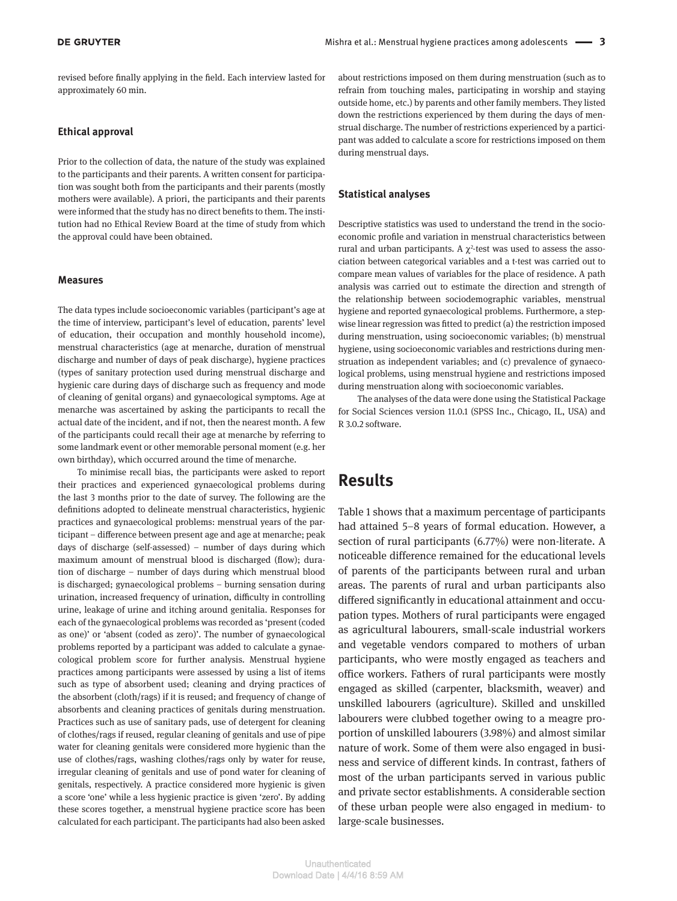revised before finally applying in the field. Each interview lasted for approximately 60 min.

### Ethical approval

Prior to the collection of data, the nature of the study was explained to the participants and their parents. A written consent for participation was sought both from the participants and their parents (mostly mothers were available). A priori, the participants and their parents were informed that the study has no direct benefits to them. The institution had no Ethical Review Board at the time of study from which the approval could have been obtained.

### Measures

The data types include socioeconomic variables (participant's age at the time of interview, participant's level of education, parents' level of education, their occupation and monthly household income), menstrual characteristics (age at menarche, duration of menstrual discharge and number of days of peak discharge), hygiene practices (types of sanitary protection used during menstrual discharge and hygienic care during days of discharge such as frequency and mode of cleaning of genital organs) and gynaecological symptoms. Age at menarche was ascertained by asking the participants to recall the actual date of the incident, and if not, then the nearest month. A few of the participants could recall their age at menarche by referring to some landmark event or other memorable personal moment (e.g. her own birthday), which occurred around the time of menarche.

To minimise recall bias, the participants were asked to report their practices and experienced gynaecological problems during the last 3 months prior to the date of survey. The following are the definitions adopted to delineate menstrual characteristics, hygienic practices and gynaecological problems: menstrual years of the participant – difference between present age and age at menarche; peak days of discharge (self-assessed) – number of days during which maximum amount of menstrual blood is discharged (flow); duration of discharge – number of days during which menstrual blood is discharged; gynaecological problems – burning sensation during urination, increased frequency of urination, difficulty in controlling urine, leakage of urine and itching around genitalia. Responses for each of the gynaecological problems was recorded as 'present (coded as one)' or 'absent (coded as zero)'. The number of gynaecological problems reported by a participant was added to calculate a gynaecological problem score for further analysis. Menstrual hygiene practices among participants were assessed by using a list of items such as type of absorbent used; cleaning and drying practices of the absorbent (cloth/rags) if it is reused; and frequency of change of absorbents and cleaning practices of genitals during menstruation. Practices such as use of sanitary pads, use of detergent for cleaning of clothes/rags if reused, regular cleaning of genitals and use of pipe water for cleaning genitals were considered more hygienic than the use of clothes/rags, washing clothes/rags only by water for reuse, irregular cleaning of genitals and use of pond water for cleaning of genitals, respectively. A practice considered more hygienic is given a score 'one' while a less hygienic practice is given 'zero'. By adding these scores together, a menstrual hygiene practice score has been calculated for each participant. The participants had also been asked about restrictions imposed on them during menstruation (such as to refrain from touching males, participating in worship and staying outside home, etc.) by parents and other family members. They listed down the restrictions experienced by them during the days of menstrual discharge. The number of restrictions experienced by a participant was added to calculate a score for restrictions imposed on them during menstrual days.

### Statistical analyses

Descriptive statistics was used to understand the trend in the socioeconomic profile and variation in menstrual characteristics between rural and urban participants. A $\chi^2$-test was used to assess the association between categorical variables and a t-test was carried out to compare mean values of variables for the place of residence. A path analysis was carried out to estimate the direction and strength of the relationship between sociodemographic variables, menstrual hygiene and reported gynaecological problems. Furthermore, a stepwise linear regression was fitted to predict (a) the restriction imposed during menstruation, using socioeconomic variables; (b) menstrual hygiene, using socioeconomic variables and restrictions during menstruation as independent variables; and (c) prevalence of gynaecological problems, using menstrual hygiene and restrictions imposed during menstruation along with socioeconomic variables.

The analyses of the data were done using the Statistical Package for Social Sciences version 11.0.1 (SPSS Inc., Chicago, IL, USA) and R 3.0.2 software.

## Results

Table 1 shows that a maximum percentage of participants had attained 5–8 years of formal education. However, a section of rural participants (6.77%) were non-literate. A noticeable difference remained for the educational levels of parents of the participants between rural and urban areas. The parents of rural and urban participants also differed significantly in educational attainment and occupation types. Mothers of rural participants were engaged as agricultural labourers, small-scale industrial workers and vegetable vendors compared to mothers of urban participants, who were mostly engaged as teachers and office workers. Fathers of rural participants were mostly engaged as skilled (carpenter, blacksmith, weaver) and unskilled labourers (agriculture). Skilled and unskilled labourers were clubbed together owing to a meagre proportion of unskilled labourers (3.98%) and almost similar nature of work. Some of them were also engaged in business and service of different kinds. In contrast, fathers of most of the urban participants served in various public and private sector establishments. A considerable section of these urban people were also engaged in medium- to large-scale businesses.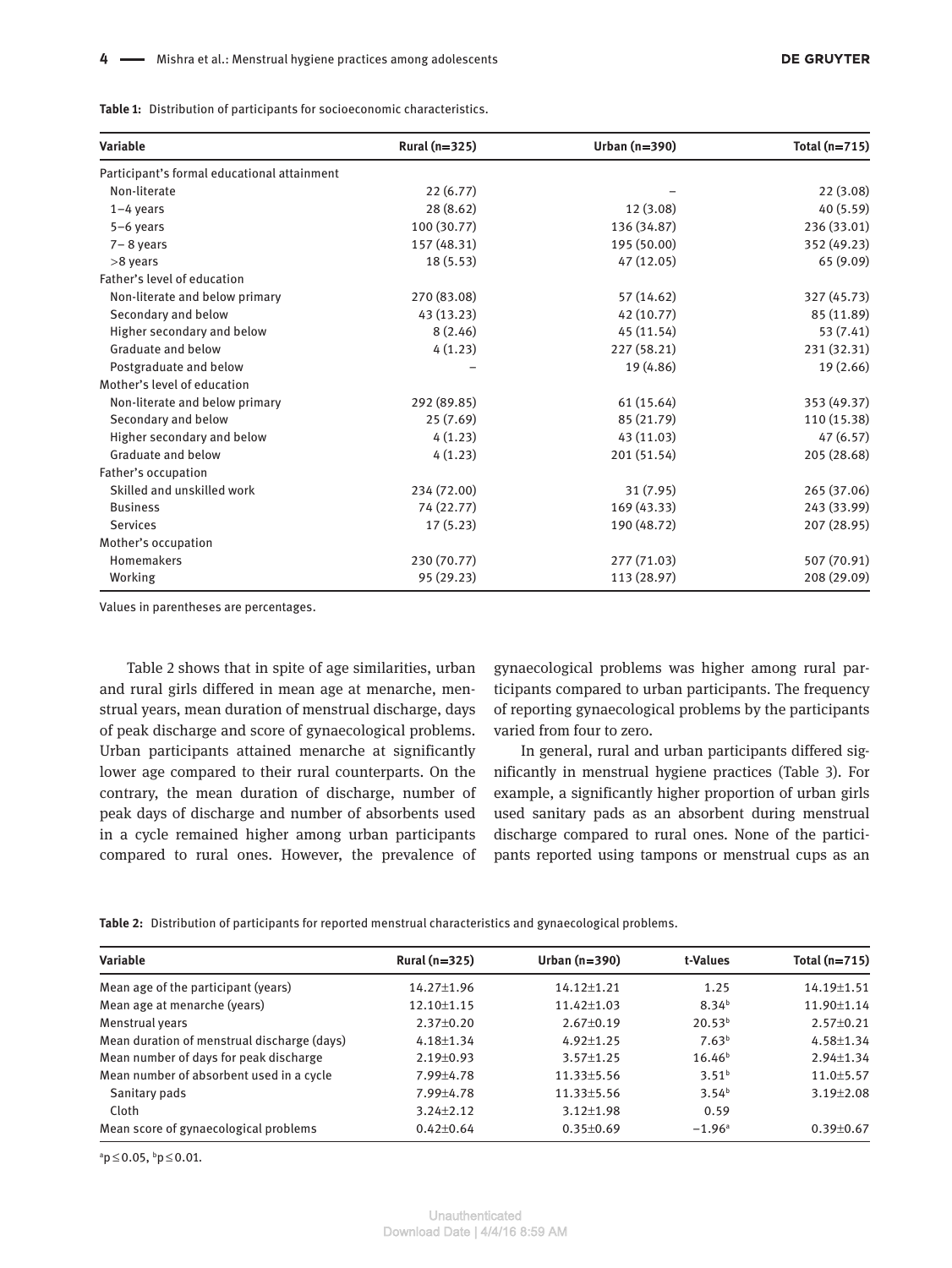**Table 1:** Distribution of participants for socioeconomic characteristics.

| Variable | Rural (n=325) | Urban (n=390) | Total (n=715) |
|---|---|---|---|
| Participant's formal educational attainment | | | |
| Non-literate | 22 (6.77) | – | 22 (3.08) |
| 1–4 years | 28 (8.62) | 12 (3.08) | 40 (5.59) |
| 5–6 years | 100 (30.77) | 136 (34.87) | 236 (33.01) |
| 7– 8 years | 157 (48.31) | 195 (50.00) | 352 (49.23) |
| >8 years | 18 (5.53) | 47 (12.05) | 65 (9.09) |
| Father's level of education | | | |
| Non-literate and below primary | 270 (83.08) | 57 (14.62) | 327 (45.73) |
| Secondary and below | 43 (13.23) | 42 (10.77) | 85 (11.89) |
| Higher secondary and below | 8 (2.46) | 45 (11.54) | 53 (7.41) |
| Graduate and below | 4 (1.23) | 227 (58.21) | 231 (32.31) |
| Postgraduate and below | – | 19 (4.86) | 19 (2.66) |
| Mother's level of education | | | |
| Non-literate and below primary | 292 (89.85) | 61 (15.64) | 353 (49.37) |
| Secondary and below | 25 (7.69) | 85 (21.79) | 110 (15.38) |
| Higher secondary and below | 4 (1.23) | 43 (11.03) | 47 (6.57) |
| Graduate and below | 4 (1.23) | 201 (51.54) | 205 (28.68) |
| Father's occupation | | | |
| Skilled and unskilled work | 234 (72.00) | 31 (7.95) | 265 (37.06) |
| Business | 74 (22.77) | 169 (43.33) | 243 (33.99) |
| Services | 17 (5.23) | 190 (48.72) | 207 (28.95) |
| Mother's occupation | | | |
| Homemakers | 230 (70.77) | 277 (71.03) | 507 (70.91) |
| Working | 95 (29.23) | 113 (28.97) | 208 (29.09) |

Values in parentheses are percentages.

Table 2 shows that in spite of age similarities, urban and rural girls differed in mean age at menarche, menstrual years, mean duration of menstrual discharge, days of peak discharge and score of gynaecological problems. Urban participants attained menarche at significantly lower age compared to their rural counterparts. On the contrary, the mean duration of discharge, number of peak days of discharge and number of absorbents used in a cycle remained higher among urban participants compared to rural ones. However, the prevalence of gynaecological problems was higher among rural participants compared to urban participants. The frequency of reporting gynaecological problems by the participants varied from four to zero.

In general, rural and urban participants differed significantly in menstrual hygiene practices (Table 3). For example, a significantly higher proportion of urban girls used sanitary pads as an absorbent during menstrual discharge compared to rural ones. None of the participants reported using tampons or menstrual cups as an

**Table 2:** Distribution of participants for reported menstrual characteristics and gynaecological problems.

| Variable | Rural (n=325) | Urban (n=390) | t-Values | Total (n=715) |
|---|---|---|---|---|
| Mean age of the participant (years) | 14.27±1.96 | 14.12±1.21 | 1.25 | 14.19±1.51 |
| Mean age at menarche (years) | 12.10±1.15 | 11.42±1.03 | 8.34[b] | 11.90±1.14 |
| Menstrual years | 2.37±0.20 | 2.67±0.19 | 20.53[b] | 2.57±0.21 |
| Mean duration of menstrual discharge (days) | 4.18±1.34 | 4.92±1.25 | 7.63[b] | 4.58±1.34 |
| Mean number of days for peak discharge | 2.19±0.93 | 3.57±1.25 | 16.46[b] | 2.94±1.34 |
| Mean number of absorbent used in a cycle | 7.99±4.78 | 11.33±5.56 | 3.51[b] | 11.0±5.57 |
| Sanitary pads | 7.99±4.78 | 11.33±5.56 | 3.54[b] | 3.19±2.08 |
| Cloth | 3.24±2.12 | 3.12±1.98 | 0.59 | |
| Mean score of gynaecological problems | 0.42±0.64 | 0.35±0.69 | −1.96[a] | 0.39±0.67 |

[a]$p \leq 0.05$, [b]$p \leq 0.01$.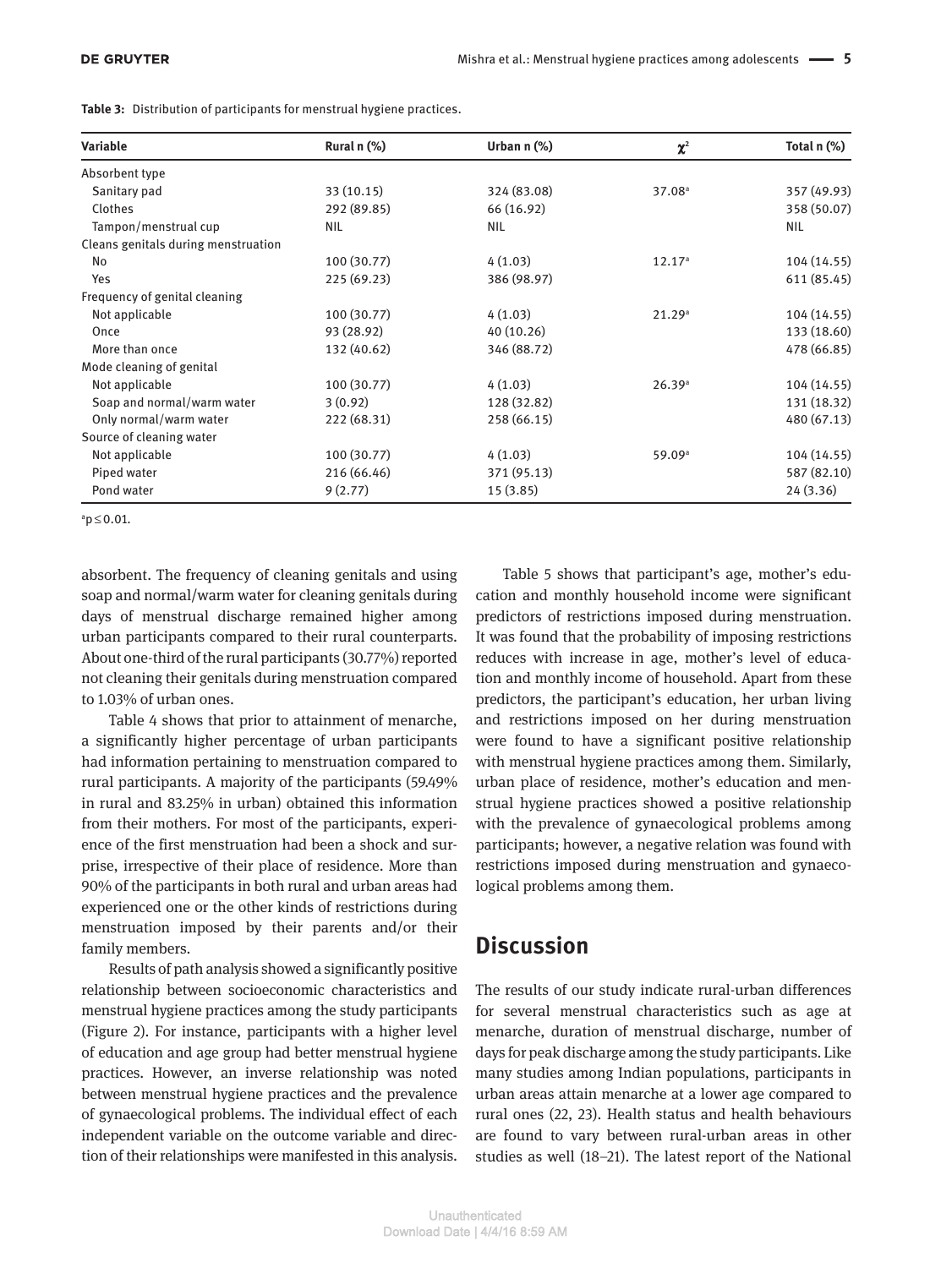**Table 3:** Distribution of participants for menstrual hygiene practices.

| Variable | Rural n (%) | Urban n (%) | $\chi^2$ | Total n (%) |
|---|---|---|---|---|
| Absorbent type | | | | |
| Sanitary pad | 33 (10.15) | 324 (83.08) | 37.08[a] | 357 (49.93) |
| Clothes | 292 (89.85) | 66 (16.92) | | 358 (50.07) |
| Tampon/menstrual cup | NIL | NIL | | NIL |
| Cleans genitals during menstruation | | | | |
| No | 100 (30.77) | 4 (1.03) | 12.17[a] | 104 (14.55) |
| Yes | 225 (69.23) | 386 (98.97) | | 611 (85.45) |
| Frequency of genital cleaning | | | | |
| Not applicable | 100 (30.77) | 4 (1.03) | 21.29[a] | 104 (14.55) |
| Once | 93 (28.92) | 40 (10.26) | | 133 (18.60) |
| More than once | 132 (40.62) | 346 (88.72) | | 478 (66.85) |
| Mode cleaning of genital | | | | |
| Not applicable | 100 (30.77) | 4 (1.03) | 26.39[a] | 104 (14.55) |
| Soap and normal/warm water | 3 (0.92) | 128 (32.82) | | 131 (18.32) |
| Only normal/warm water | 222 (68.31) | 258 (66.15) | | 480 (67.13) |
| Source of cleaning water | | | | |
| Not applicable | 100 (30.77) | 4 (1.03) | 59.09[a] | 104 (14.55) |
| Piped water | 216 (66.46) | 371 (95.13) | | 587 (82.10) |
| Pond water | 9 (2.77) | 15 (3.85) | | 24 (3.36) |

[a]$p \le 0.01$.

absorbent. The frequency of cleaning genitals and using soap and normal/warm water for cleaning genitals during days of menstrual discharge remained higher among urban participants compared to their rural counterparts. About one-third of the rural participants (30.77%) reported not cleaning their genitals during menstruation compared to 1.03% of urban ones.

Table 4 shows that prior to attainment of menarche, a significantly higher percentage of urban participants had information pertaining to menstruation compared to rural participants. A majority of the participants (59.49% in rural and 83.25% in urban) obtained this information from their mothers. For most of the participants, experience of the first menstruation had been a shock and surprise, irrespective of their place of residence. More than 90% of the participants in both rural and urban areas had experienced one or the other kinds of restrictions during menstruation imposed by their parents and/or their family members.

Results of path analysis showed a significantly positive relationship between socioeconomic characteristics and menstrual hygiene practices among the study participants (Figure 2). For instance, participants with a higher level of education and age group had better menstrual hygiene practices. However, an inverse relationship was noted between menstrual hygiene practices and the prevalence of gynaecological problems. The individual effect of each independent variable on the outcome variable and direction of their relationships were manifested in this analysis.

Table 5 shows that participant's age, mother's education and monthly household income were significant predictors of restrictions imposed during menstruation. It was found that the probability of imposing restrictions reduces with increase in age, mother's level of education and monthly income of household. Apart from these predictors, the participant's education, her urban living and restrictions imposed on her during menstruation were found to have a significant positive relationship with menstrual hygiene practices among them. Similarly, urban place of residence, mother's education and menstrual hygiene practices showed a positive relationship with the prevalence of gynaecological problems among participants; however, a negative relation was found with restrictions imposed during menstruation and gynaecological problems among them.

## Discussion

The results of our study indicate rural-urban differences for several menstrual characteristics such as age at menarche, duration of menstrual discharge, number of days for peak discharge among the study participants. Like many studies among Indian populations, participants in urban areas attain menarche at a lower age compared to rural ones (22, 23). Health status and health behaviours are found to vary between rural-urban areas in other studies as well (18–21). The latest report of the National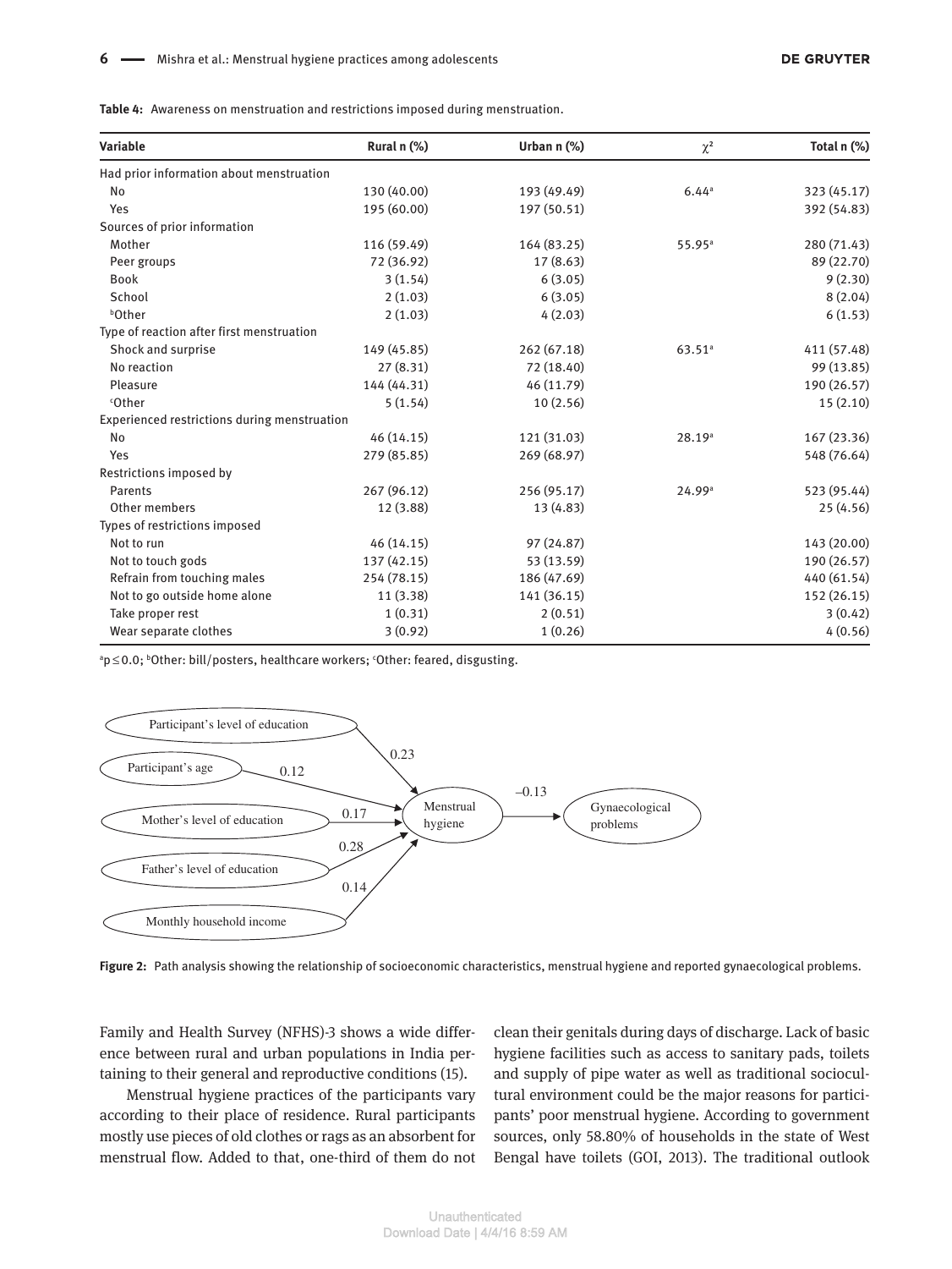**Table 4:** Awareness on menstruation and restrictions imposed during menstruation.

| Variable | Rural n (%) | Urban n (%) | $\chi^2$ | Total n (%) |
|---|---|---|---|---|
| Had prior information about menstruation | | | | |
| No | 130 (40.00) | 193 (49.49) | 6.44[a] | 323 (45.17) |
| Yes | 195 (60.00) | 197 (50.51) | | 392 (54.83) |
| Sources of prior information | | | | |
| Mother | 116 (59.49) | 164 (83.25) | 55.95[a] | 280 (71.43) |
| Peer groups | 72 (36.92) | 17 (8.63) | | 89 (22.70) |
| Book | 3 (1.54) | 6 (3.05) | | 9 (2.30) |
| School | 2 (1.03) | 6 (3.05) | | 8 (2.04) |
| [b]Other | 2 (1.03) | 4 (2.03) | | 6 (1.53) |
| Type of reaction after first menstruation | | | | |
| Shock and surprise | 149 (45.85) | 262 (67.18) | 63.51[a] | 411 (57.48) |
| No reaction | 27 (8.31) | 72 (18.40) | | 99 (13.85) |
| Pleasure | 144 (44.31) | 46 (11.79) | | 190 (26.57) |
| [c]Other | 5 (1.54) | 10 (2.56) | | 15 (2.10) |
| Experienced restrictions during menstruation | | | | |
| No | 46 (14.15) | 121 (31.03) | 28.19[a] | 167 (23.36) |
| Yes | 279 (85.85) | 269 (68.97) | | 548 (76.64) |
| Restrictions imposed by | | | | |
| Parents | 267 (96.12) | 256 (95.17) | 24.99[a] | 523 (95.44) |
| Other members | 12 (3.88) | 13 (4.83) | | 25 (4.56) |
| Types of restrictions imposed | | | | |
| Not to run | 46 (14.15) | 97 (24.87) | | 143 (20.00) |
| Not to touch gods | 137 (42.15) | 53 (13.59) | | 190 (26.57) |
| Refrain from touching males | 254 (78.15) | 186 (47.69) | | 440 (61.54) |
| Not to go outside home alone | 11 (3.38) | 141 (36.15) | | 152 (26.15) |
| Take proper rest | 1 (0.31) | 2 (0.51) | | 3 (0.42) |
| Wear separate clothes | 3 (0.92) | 1 (0.26) | | 4 (0.56) |

[a]$p \leq 0.0$; [b]Other: bill/posters, healthcare workers; [c]Other: feared, disgusting.

Participant's level of education → Menstrual hygiene: 0.23
Participant's age → Menstrual hygiene: 0.12
Mother's level of education → Menstrual hygiene: 0.17
Father's level of education → Menstrual hygiene: 0.28
Monthly household income → Menstrual hygiene: 0.14
Menstrual hygiene → Gynaecological problems: –0.13

**Figure 2:** Path analysis showing the relationship of socioeconomic characteristics, menstrual hygiene and reported gynaecological problems.

Family and Health Survey (NFHS)-3 shows a wide difference between rural and urban populations in India pertaining to their general and reproductive conditions (15).

Menstrual hygiene practices of the participants vary according to their place of residence. Rural participants mostly use pieces of old clothes or rags as an absorbent for menstrual flow. Added to that, one-third of them do not clean their genitals during days of discharge. Lack of basic hygiene facilities such as access to sanitary pads, toilets and supply of pipe water as well as traditional sociocultural environment could be the major reasons for participants' poor menstrual hygiene. According to government sources, only 58.80% of households in the state of West Bengal have toilets (GOI, 2013). The traditional outlook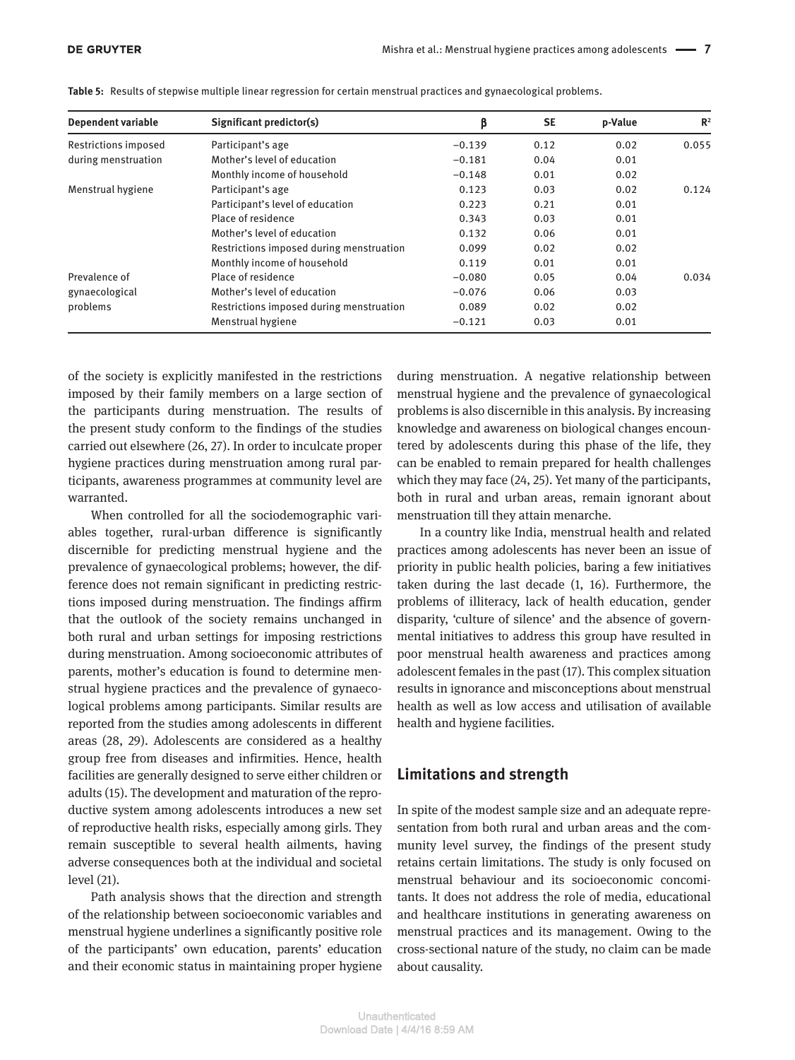**Table 5:** Results of stepwise multiple linear regression for certain menstrual practices and gynaecological problems.

| Dependent variable | Significant predictor(s) | β | SE | p-Value | $R^2$ |
|---|---|---|---|---|---|
| Restrictions imposed during menstruation | Participant's age | −0.139 | 0.12 | 0.02 | 0.055 |
| | Mother's level of education | −0.181 | 0.04 | 0.01 | |
| | Monthly income of household | −0.148 | 0.01 | 0.02 | |
| Menstrual hygiene | Participant's age | 0.123 | 0.03 | 0.02 | 0.124 |
| | Participant's level of education | 0.223 | 0.21 | 0.01 | |
| | Place of residence | 0.343 | 0.03 | 0.01 | |
| | Mother's level of education | 0.132 | 0.06 | 0.01 | |
| | Restrictions imposed during menstruation | 0.099 | 0.02 | 0.02 | |
| | Monthly income of household | 0.119 | 0.01 | 0.01 | |
| Prevalence of gynaecological problems | Place of residence | −0.080 | 0.05 | 0.04 | 0.034 |
| | Mother's level of education | −0.076 | 0.06 | 0.03 | |
| | Restrictions imposed during menstruation | 0.089 | 0.02 | 0.02 | |
| | Menstrual hygiene | −0.121 | 0.03 | 0.01 | |

of the society is explicitly manifested in the restrictions imposed by their family members on a large section of the participants during menstruation. The results of the present study conform to the findings of the studies carried out elsewhere (26, 27). In order to inculcate proper hygiene practices during menstruation among rural participants, awareness programmes at community level are warranted.

When controlled for all the sociodemographic variables together, rural-urban difference is significantly discernible for predicting menstrual hygiene and the prevalence of gynaecological problems; however, the difference does not remain significant in predicting restrictions imposed during menstruation. The findings affirm that the outlook of the society remains unchanged in both rural and urban settings for imposing restrictions during menstruation. Among socioeconomic attributes of parents, mother's education is found to determine menstrual hygiene practices and the prevalence of gynaecological problems among participants. Similar results are reported from the studies among adolescents in different areas (28, 29). Adolescents are considered as a healthy group free from diseases and infirmities. Hence, health facilities are generally designed to serve either children or adults (15). The development and maturation of the reproductive system among adolescents introduces a new set of reproductive health risks, especially among girls. They remain susceptible to several health ailments, having adverse consequences both at the individual and societal level (21).

Path analysis shows that the direction and strength of the relationship between socioeconomic variables and menstrual hygiene underlines a significantly positive role of the participants' own education, parents' education and their economic status in maintaining proper hygiene during menstruation. A negative relationship between menstrual hygiene and the prevalence of gynaecological problems is also discernible in this analysis. By increasing knowledge and awareness on biological changes encountered by adolescents during this phase of the life, they can be enabled to remain prepared for health challenges which they may face (24, 25). Yet many of the participants, both in rural and urban areas, remain ignorant about menstruation till they attain menarche.

In a country like India, menstrual health and related practices among adolescents has never been an issue of priority in public health policies, baring a few initiatives taken during the last decade (1, 16). Furthermore, the problems of illiteracy, lack of health education, gender disparity, 'culture of silence' and the absence of governmental initiatives to address this group have resulted in poor menstrual health awareness and practices among adolescent females in the past (17). This complex situation results in ignorance and misconceptions about menstrual health as well as low access and utilisation of available health and hygiene facilities.

## Limitations and strength

In spite of the modest sample size and an adequate representation from both rural and urban areas and the community level survey, the findings of the present study retains certain limitations. The study is only focused on menstrual behaviour and its socioeconomic concomitants. It does not address the role of media, educational and healthcare institutions in generating awareness on menstrual practices and its management. Owing to the cross-sectional nature of the study, no claim can be made about causality.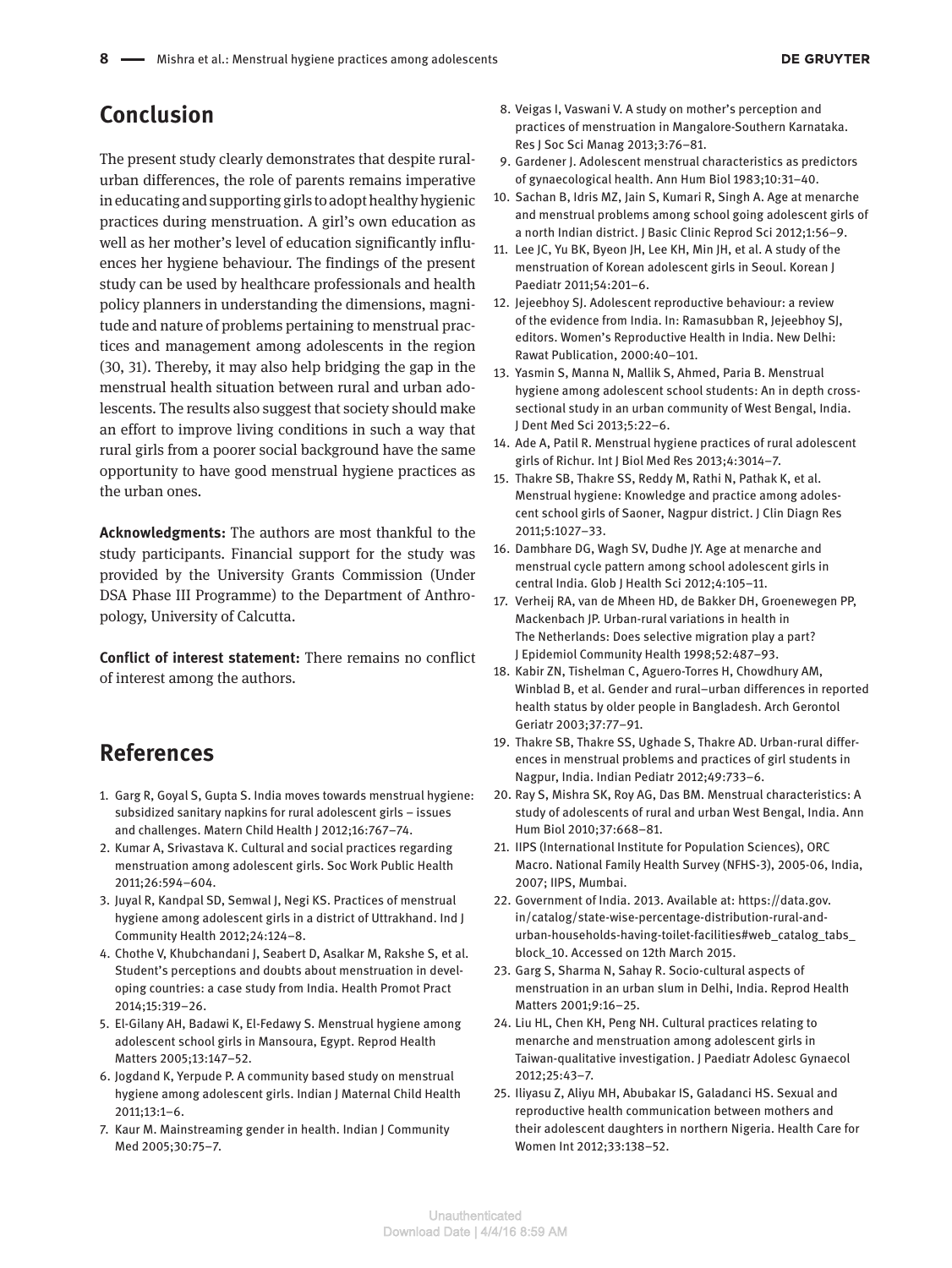## Conclusion

The present study clearly demonstrates that despite rural-urban differences, the role of parents remains imperative in educating and supporting girls to adopt healthy hygienic practices during menstruation. A girl's own education as well as her mother's level of education significantly influences her hygiene behaviour. The findings of the present study can be used by healthcare professionals and health policy planners in understanding the dimensions, magnitude and nature of problems pertaining to menstrual practices and management among adolescents in the region (30, 31). Thereby, it may also help bridging the gap in the menstrual health situation between rural and urban adolescents. The results also suggest that society should make an effort to improve living conditions in such a way that rural girls from a poorer social background have the same opportunity to have good menstrual hygiene practices as the urban ones.

**Acknowledgments:** The authors are most thankful to the study participants. Financial support for the study was provided by the University Grants Commission (Under DSA Phase III Programme) to the Department of Anthropology, University of Calcutta.

**Conflict of interest statement:** There remains no conflict of interest among the authors.

## References

1. Garg R, Goyal S, Gupta S. India moves towards menstrual hygiene: subsidized sanitary napkins for rural adolescent girls – issues and challenges. Matern Child Health J 2012;16:767–74.
2. Kumar A, Srivastava K. Cultural and social practices regarding menstruation among adolescent girls. Soc Work Public Health 2011;26:594–604.
3. Juyal R, Kandpal SD, Semwal J, Negi KS. Practices of menstrual hygiene among adolescent girls in a district of Uttrakhand. Ind J Community Health 2012;24:124–8.
4. Chothe V, Khubchandani J, Seabert D, Asalkar M, Rakshe S, et al. Student's perceptions and doubts about menstruation in developing countries: a case study from India. Health Promot Pract 2014;15:319–26.
5. El-Gilany AH, Badawi K, El-Fedawy S. Menstrual hygiene among adolescent school girls in Mansoura, Egypt. Reprod Health Matters 2005;13:147–52.
6. Jogdand K, Yerpude P. A community based study on menstrual hygiene among adolescent girls. Indian J Maternal Child Health 2011;13:1–6.
7. Kaur M. Mainstreaming gender in health. Indian J Community Med 2005;30:75–7.
8. Veigas I, Vaswani V. A study on mother's perception and practices of menstruation in Mangalore-Southern Karnataka. Res J Soc Sci Manag 2013;3:76–81.
9. Gardener J. Adolescent menstrual characteristics as predictors of gynaecological health. Ann Hum Biol 1983;10:31–40.
10. Sachan B, Idris MZ, Jain S, Kumari R, Singh A. Age at menarche and menstrual problems among school going adolescent girls of a north Indian district. J Basic Clinic Reprod Sci 2012;1:56–9.
11. Lee JC, Yu BK, Byeon JH, Lee KH, Min JH, et al. A study of the menstruation of Korean adolescent girls in Seoul. Korean J Paediatr 2011;54:201–6.
12. Jejeebhoy SJ. Adolescent reproductive behaviour: a review of the evidence from India. In: Ramasubban R, Jejeebhoy SJ, editors. Women's Reproductive Health in India. New Delhi: Rawat Publication, 2000:40–101.
13. Yasmin S, Manna N, Mallik S, Ahmed, Paria B. Menstrual hygiene among adolescent school students: An in depth cross-sectional study in an urban community of West Bengal, India. J Dent Med Sci 2013;5:22–6.
14. Ade A, Patil R. Menstrual hygiene practices of rural adolescent girls of Richur. Int J Biol Med Res 2013;4:3014–7.
15. Thakre SB, Thakre SS, Reddy M, Rathi N, Pathak K, et al. Menstrual hygiene: Knowledge and practice among adolescent school girls of Saoner, Nagpur district. J Clin Diagn Res 2011;5:1027–33.
16. Dambhare DG, Wagh SV, Dudhe JY. Age at menarche and menstrual cycle pattern among school adolescent girls in central India. Glob J Health Sci 2012;4:105–11.
17. Verheij RA, van de Mheen HD, de Bakker DH, Groenewegen PP, Mackenbach JP. Urban-rural variations in health in The Netherlands: Does selective migration play a part? J Epidemiol Community Health 1998;52:487–93.
18. Kabir ZN, Tishelman C, Aguero-Torres H, Chowdhury AM, Winblad B, et al. Gender and rural–urban differences in reported health status by older people in Bangladesh. Arch Gerontol Geriatr 2003;37:77–91.
19. Thakre SB, Thakre SS, Ughade S, Thakre AD. Urban-rural differences in menstrual problems and practices of girl students in Nagpur, India. Indian Pediatr 2012;49:733–6.
20. Ray S, Mishra SK, Roy AG, Das BM. Menstrual characteristics: A study of adolescents of rural and urban West Bengal, India. Ann Hum Biol 2010;37:668–81.
21. IIPS (International Institute for Population Sciences), ORC Macro. National Family Health Survey (NFHS-3), 2005-06, India, 2007; IIPS, Mumbai.
22. Government of India. 2013. Available at: https://data.gov.in/catalog/state-wise-percentage-distribution-rural-and-urban-households-having-toilet-facilities#web_catalog_tabs_block_10. Accessed on 12th March 2015.
23. Garg S, Sharma N, Sahay R. Socio-cultural aspects of menstruation in an urban slum in Delhi, India. Reprod Health Matters 2001;9:16–25.
24. Liu HL, Chen KH, Peng NH. Cultural practices relating to menarche and menstruation among adolescent girls in Taiwan-qualitative investigation. J Paediatr Adolesc Gynaecol 2012;25:43–7.
25. Iliyasu Z, Aliyu MH, Abubakar IS, Galadanci HS. Sexual and reproductive health communication between mothers and their adolescent daughters in northern Nigeria. Health Care for Women Int 2012;33:138–52.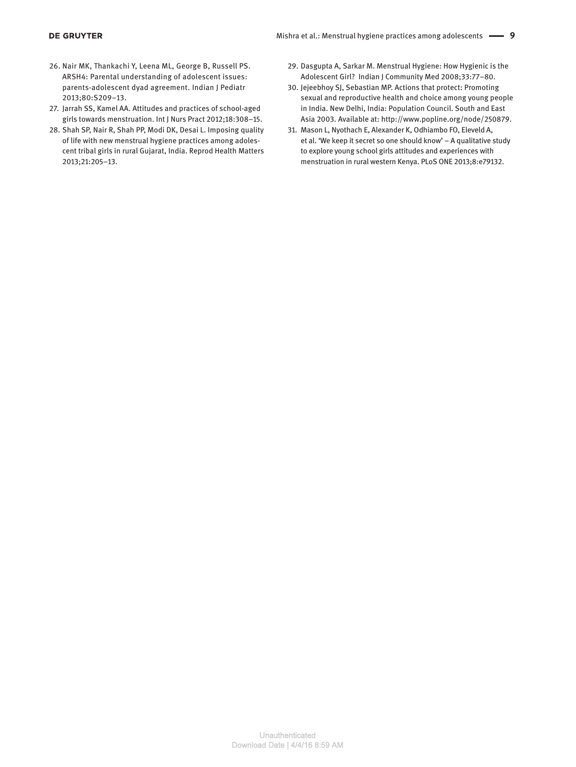26. Nair MK, Thankachi Y, Leena ML, George B, Russell PS. ARSH4: Parental understanding of adolescent issues: parents-adolescent dyad agreement. Indian J Pediatr 2013;80:S209–13.
27. Jarrah SS, Kamel AA. Attitudes and practices of school-aged girls towards menstruation. Int J Nurs Pract 2012;18:308–15.
28. Shah SP, Nair R, Shah PP, Modi DK, Desai L. Imposing quality of life with new menstrual hygiene practices among adolescent tribal girls in rural Gujarat, India. Reprod Health Matters 2013;21:205–13.
29. Dasgupta A, Sarkar M. Menstrual Hygiene: How Hygienic is the Adolescent Girl? Indian J Community Med 2008;33:77–80.
30. Jejeebhoy SJ, Sebastian MP. Actions that protect: Promoting sexual and reproductive health and choice among young people in India. New Delhi, India: Population Council. South and East Asia 2003. Available at: http://www.popline.org/node/250879.
31. Mason L, Nyothach E, Alexander K, Odhiambo FO, Eleveld A, et al. 'We keep it secret so one should know' – A qualitative study to explore young school girls attitudes and experiences with menstruation in rural western Kenya. PLoS ONE 2013;8:e79132.